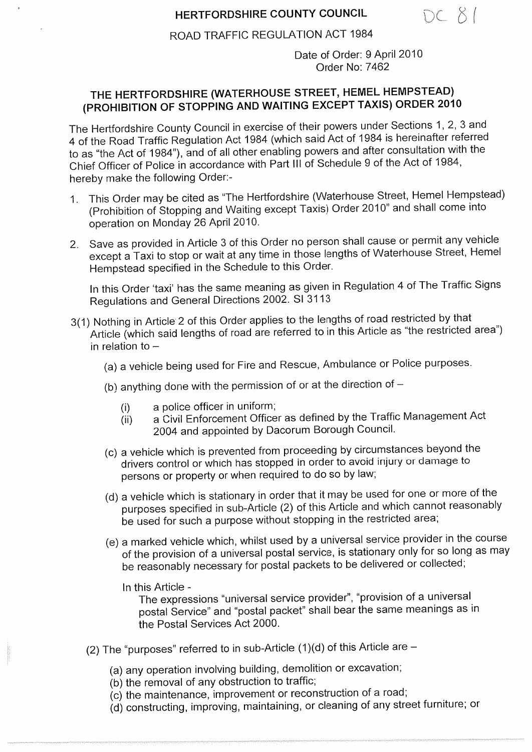**HERTFORDSHIRE COUNTY COUNCIL**

DC 81

ROAD TRAFFIC REGULATION ACT 1984

Date of Order: 9 April 2010
Order No: 7462

# THE HERTFORDSHIRE (WATERHOUSE STREET, HEMEL HEMPSTEAD) (PROHIBITION OF STOPPING AND WAITING EXCEPT TAXIS) ORDER 2010

The Hertfordshire County Council in exercise of their powers under Sections 1, 2, 3 and 4 of the Road Traffic Regulation Act 1984 (which said Act of 1984 is hereinafter referred to as "the Act of 1984"), and of all other enabling powers and after consultation with the Chief Officer of Police in accordance with Part III of Schedule 9 of the Act of 1984, hereby make the following Order:-

1. This Order may be cited as "The Hertfordshire (Waterhouse Street, Hemel Hempstead) (Prohibition of Stopping and Waiting except Taxis) Order 2010" and shall come into operation on Monday 26 April 2010.

2. Save as provided in Article 3 of this Order no person shall cause or permit any vehicle except a Taxi to stop or wait at any time in those lengths of Waterhouse Street, Hemel Hempstead specified in the Schedule to this Order.

   In this Order 'taxi' has the same meaning as given in Regulation 4 of The Traffic Signs Regulations and General Directions 2002. SI 3113

3(1) Nothing in Article 2 of this Order applies to the lengths of road restricted by that Article (which said lengths of road are referred to in this Article as "the restricted area") in relation to –

   (a) a vehicle being used for Fire and Rescue, Ambulance or Police purposes.

   (b) anything done with the permission of or at the direction of –

      (i) a police officer in uniform;
      (ii) a Civil Enforcement Officer as defined by the Traffic Management Act 2004 and appointed by Dacorum Borough Council.

   (c) a vehicle which is prevented from proceeding by circumstances beyond the drivers control or which has stopped in order to avoid injury or damage to persons or property or when required to do so by law;

   (d) a vehicle which is stationary in order that it may be used for one or more of the purposes specified in sub-Article (2) of this Article and which cannot reasonably be used for such a purpose without stopping in the restricted area;

   (e) a marked vehicle which, whilst used by a universal service provider in the course of the provision of a universal postal service, is stationary only for so long as may be reasonably necessary for postal packets to be delivered or collected;

   In this Article -
   The expressions "universal service provider", "provision of a universal postal Service" and "postal packet" shall bear the same meanings as in the Postal Services Act 2000.

(2) The "purposes" referred to in sub-Article (1)(d) of this Article are –

   (a) any operation involving building, demolition or excavation;
   (b) the removal of any obstruction to traffic;
   (c) the maintenance, improvement or reconstruction of a road;
   (d) constructing, improving, maintaining, or cleaning of any street furniture; or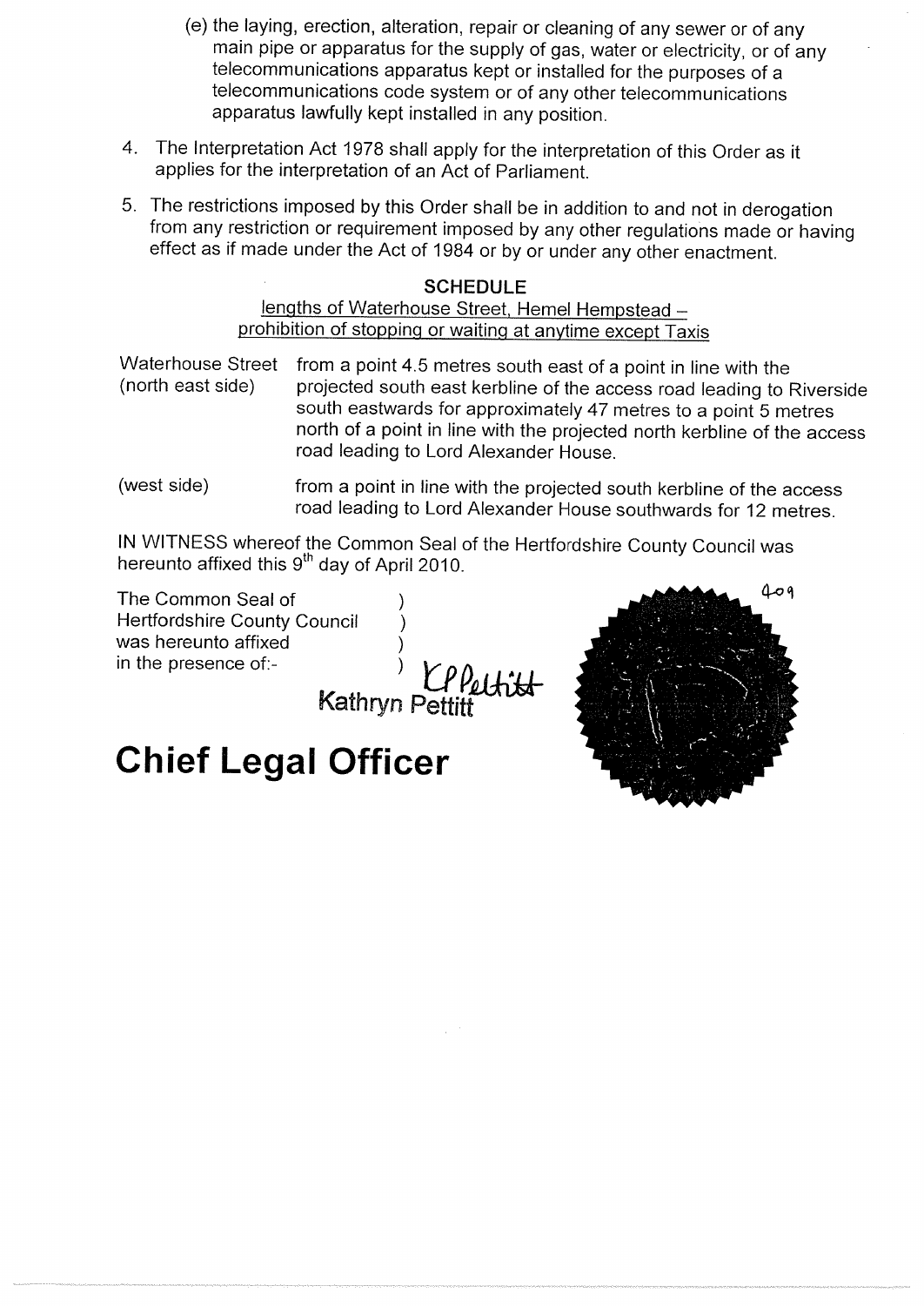(e) the laying, erection, alteration, repair or cleaning of any sewer or of any main pipe or apparatus for the supply of gas, water or electricity, or of any telecommunications apparatus kept or installed for the purposes of a telecommunications code system or of any other telecommunications apparatus lawfully kept installed in any position.

4. The Interpretation Act 1978 shall apply for the interpretation of this Order as it applies for the interpretation of an Act of Parliament.

5. The restrictions imposed by this Order shall be in addition to and not in derogation from any restriction or requirement imposed by any other regulations made or having effect as if made under the Act of 1984 or by or under any other enactment.

**SCHEDULE**

<u>lengths of Waterhouse Street, Hemel Hempstead – prohibition of stopping or waiting at anytime except Taxis</u>

| | |
|---|---|
| Waterhouse Street (north east side) | from a point 4.5 metres south east of a point in line with the projected south east kerbline of the access road leading to Riverside south eastwards for approximately 47 metres to a point 5 metres north of a point in line with the projected north kerbline of the access road leading to Lord Alexander House. |
| (west side) | from a point in line with the projected south kerbline of the access road leading to Lord Alexander House southwards for 12 metres. |

IN WITNESS whereof the Common Seal of the Hertfordshire County Council was hereunto affixed this 9th day of April 2010.

The Common Seal of Hertfordshire County Council was hereunto affixed in the presence of:-

KPPettitt

Kathryn Pettitt

# Chief Legal Officer

409